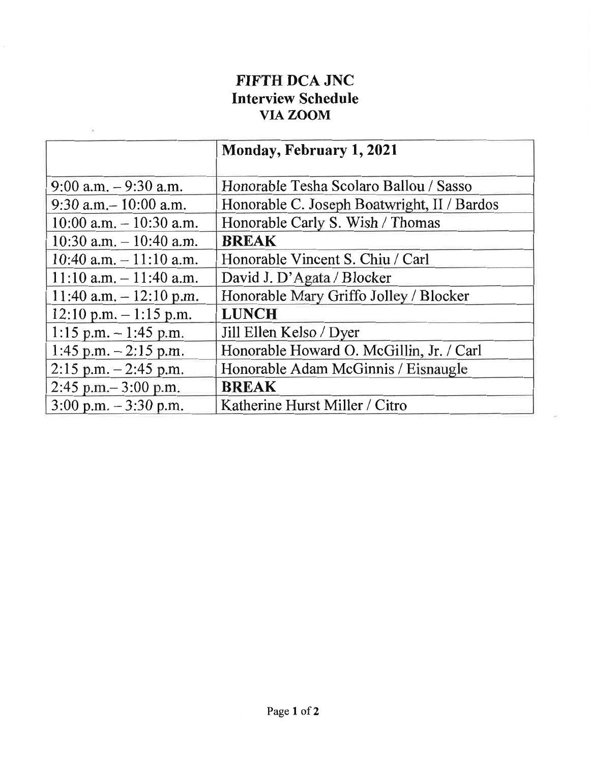# FIFTH DCA JNC
## Interview Schedule
## VIA ZOOM

| | **Monday, February 1, 2021** |
|---|---|
| 9:00 a.m. – 9:30 a.m. | Honorable Tesha Scolaro Ballou / Sasso |
| 9:30 a.m.– 10:00 a.m. | Honorable C. Joseph Boatwright, II / Bardos |
| 10:00 a.m. – 10:30 a.m. | Honorable Carly S. Wish / Thomas |
| 10:30 a.m. – 10:40 a.m. | **BREAK** |
| 10:40 a.m. – 11:10 a.m. | Honorable Vincent S. Chiu / Carl |
| 11:10 a.m. – 11:40 a.m. | David J. D'Agata / Blocker |
| 11:40 a.m. – 12:10 p.m. | Honorable Mary Griffo Jolley / Blocker |
| 12:10 p.m. – 1:15 p.m. | **LUNCH** |
| 1:15 p.m. – 1:45 p.m. | Jill Ellen Kelso / Dyer |
| 1:45 p.m. – 2:15 p.m. | Honorable Howard O. McGillin, Jr. / Carl |
| 2:15 p.m. – 2:45 p.m. | Honorable Adam McGinnis / Eisnaugle |
| 2:45 p.m.– 3:00 p.m. | **BREAK** |
| 3:00 p.m. – 3:30 p.m. | Katherine Hurst Miller / Citro |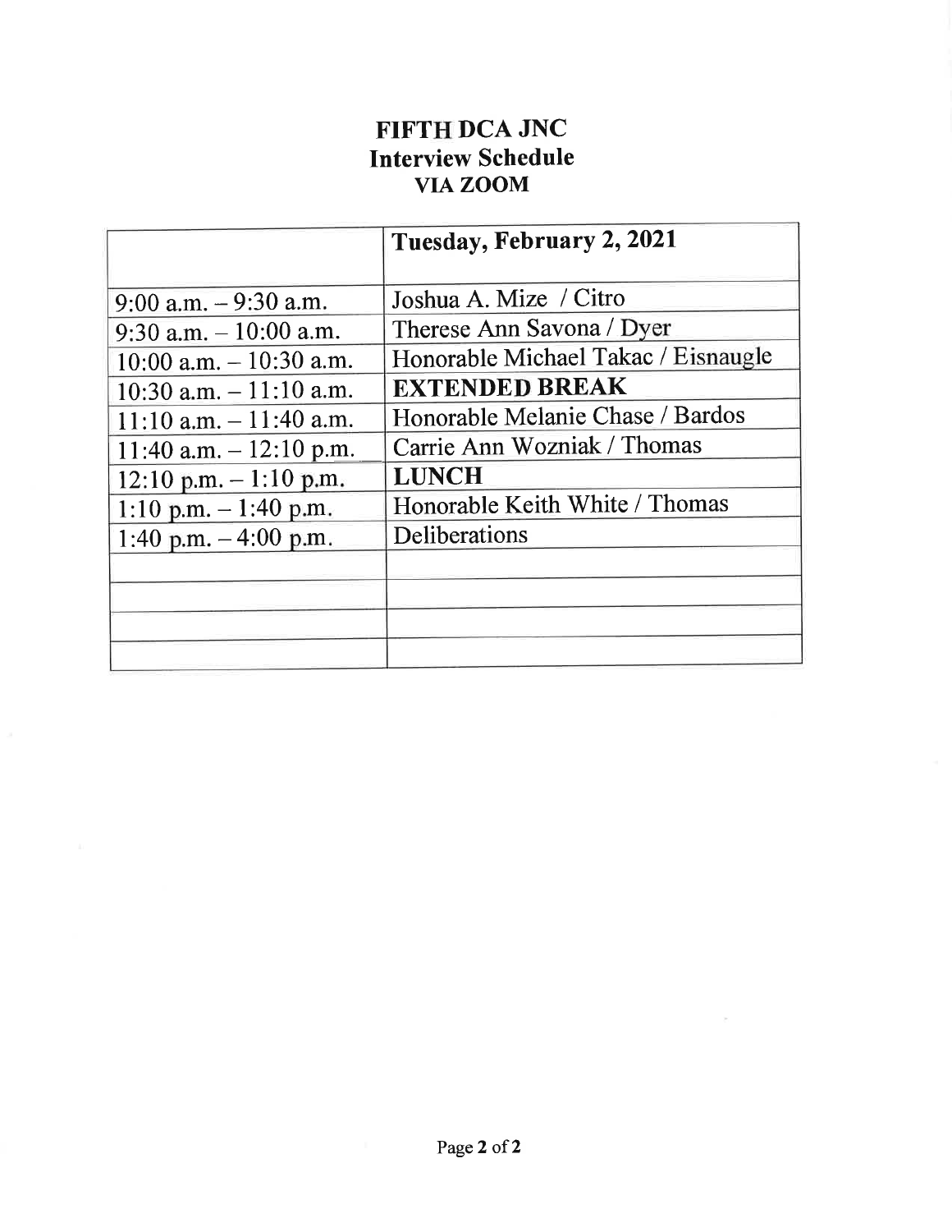**FIFTH DCA JNC**
**Interview Schedule**
**VIA ZOOM**

| | **Tuesday, February 2, 2021** |
|---|---|
| 9:00 a.m. – 9:30 a.m. | Joshua A. Mize / Citro |
| 9:30 a.m. – 10:00 a.m. | Therese Ann Savona / Dyer |
| 10:00 a.m. – 10:30 a.m. | Honorable Michael Takac / Eisnaugle |
| 10:30 a.m. – 11:10 a.m. | **EXTENDED BREAK** |
| 11:10 a.m. – 11:40 a.m. | Honorable Melanie Chase / Bardos |
| 11:40 a.m. – 12:10 p.m. | Carrie Ann Wozniak / Thomas |
| 12:10 p.m. – 1:10 p.m. | **LUNCH** |
| 1:10 p.m. – 1:40 p.m. | Honorable Keith White / Thomas |
| 1:40 p.m. – 4:00 p.m. | Deliberations |
| | |
| | |
| | |
| | |